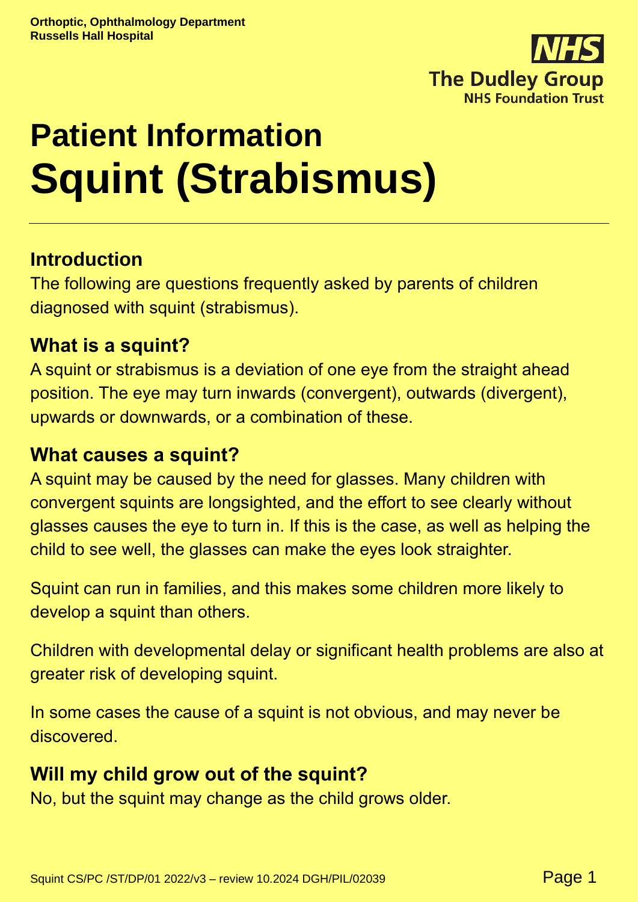Orthoptic, Ophthalmology Department
Russells Hall Hospital

The Dudley Group
NHS Foundation Trust

# Patient Information
# Squint (Strabismus)

## Introduction

The following are questions frequently asked by parents of children diagnosed with squint (strabismus).

## What is a squint?

A squint or strabismus is a deviation of one eye from the straight ahead position. The eye may turn inwards (convergent), outwards (divergent), upwards or downwards, or a combination of these.

## What causes a squint?

A squint may be caused by the need for glasses. Many children with convergent squints are longsighted, and the effort to see clearly without glasses causes the eye to turn in. If this is the case, as well as helping the child to see well, the glasses can make the eyes look straighter.

Squint can run in families, and this makes some children more likely to develop a squint than others.

Children with developmental delay or significant health problems are also at greater risk of developing squint.

In some cases the cause of a squint is not obvious, and may never be discovered.

## Will my child grow out of the squint?

No, but the squint may change as the child grows older.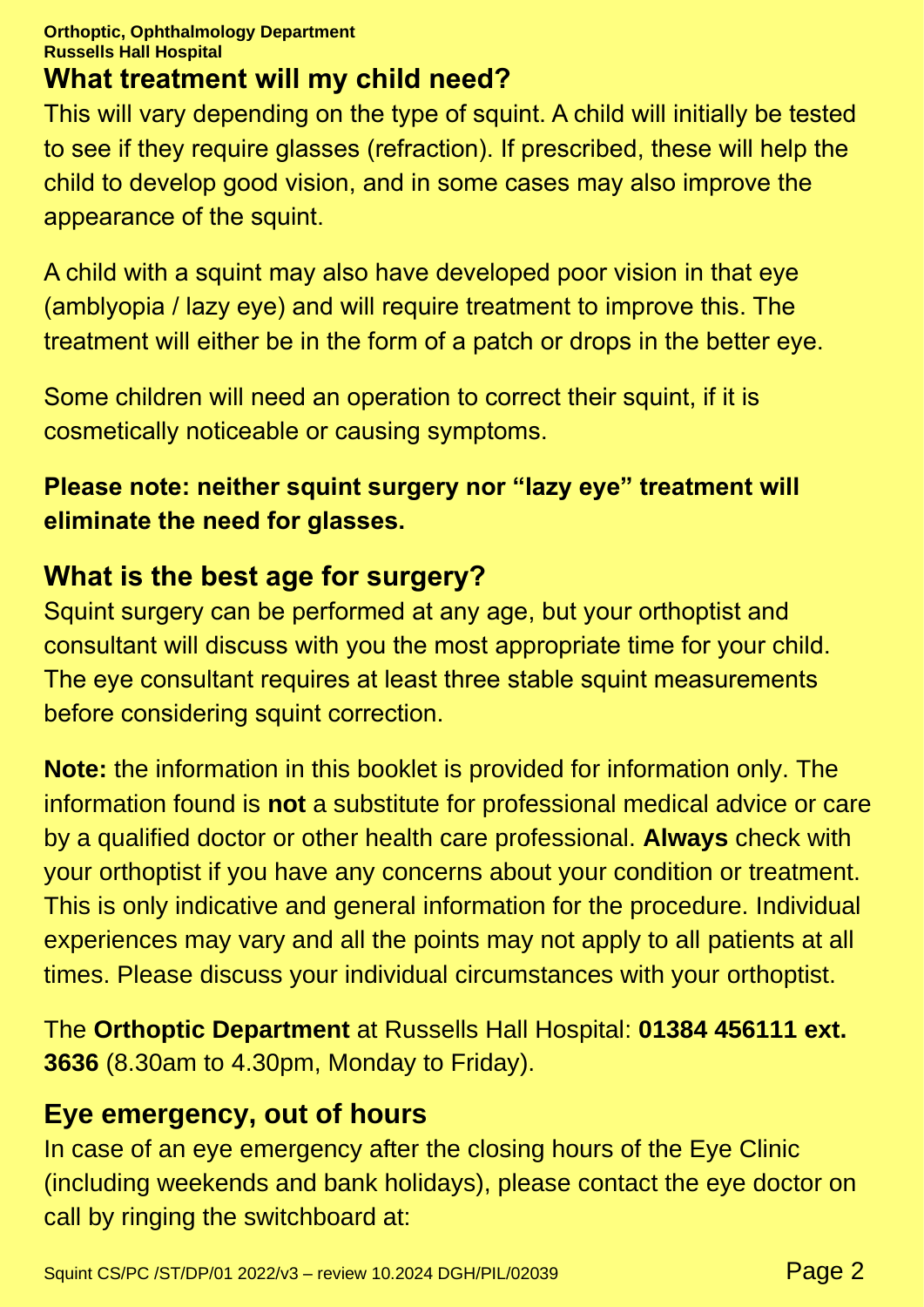## What treatment will my child need?

This will vary depending on the type of squint. A child will initially be tested to see if they require glasses (refraction). If prescribed, these will help the child to develop good vision, and in some cases may also improve the appearance of the squint.

A child with a squint may also have developed poor vision in that eye (amblyopia / lazy eye) and will require treatment to improve this. The treatment will either be in the form of a patch or drops in the better eye.

Some children will need an operation to correct their squint, if it is cosmetically noticeable or causing symptoms.

**Please note: neither squint surgery nor "lazy eye" treatment will eliminate the need for glasses.**

## What is the best age for surgery?

Squint surgery can be performed at any age, but your orthoptist and consultant will discuss with you the most appropriate time for your child. The eye consultant requires at least three stable squint measurements before considering squint correction.

**Note:** the information in this booklet is provided for information only. The information found is **not** a substitute for professional medical advice or care by a qualified doctor or other health care professional. **Always** check with your orthoptist if you have any concerns about your condition or treatment. This is only indicative and general information for the procedure. Individual experiences may vary and all the points may not apply to all patients at all times. Please discuss your individual circumstances with your orthoptist.

The **Orthoptic Department** at Russells Hall Hospital: **01384 456111 ext. 3636** (8.30am to 4.30pm, Monday to Friday).

## Eye emergency, out of hours

In case of an eye emergency after the closing hours of the Eye Clinic (including weekends and bank holidays), please contact the eye doctor on call by ringing the switchboard at: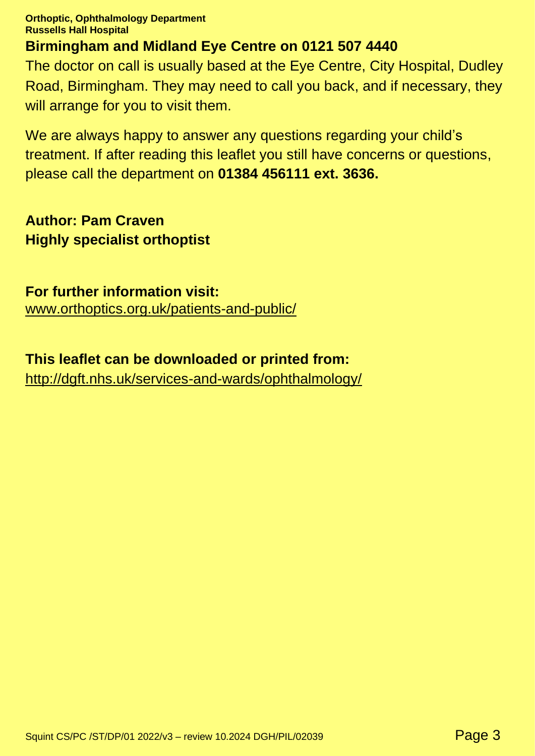**Birmingham and Midland Eye Centre on 0121 507 4440**

The doctor on call is usually based at the Eye Centre, City Hospital, Dudley Road, Birmingham. They may need to call you back, and if necessary, they will arrange for you to visit them.

We are always happy to answer any questions regarding your child's treatment. If after reading this leaflet you still have concerns or questions, please call the department on **01384 456111 ext. 3636.**

**Author: Pam Craven**
**Highly specialist orthoptist**

**For further information visit:**
www.orthoptics.org.uk/patients-and-public/

**This leaflet can be downloaded or printed from:**
http://dgft.nhs.uk/services-and-wards/ophthalmology/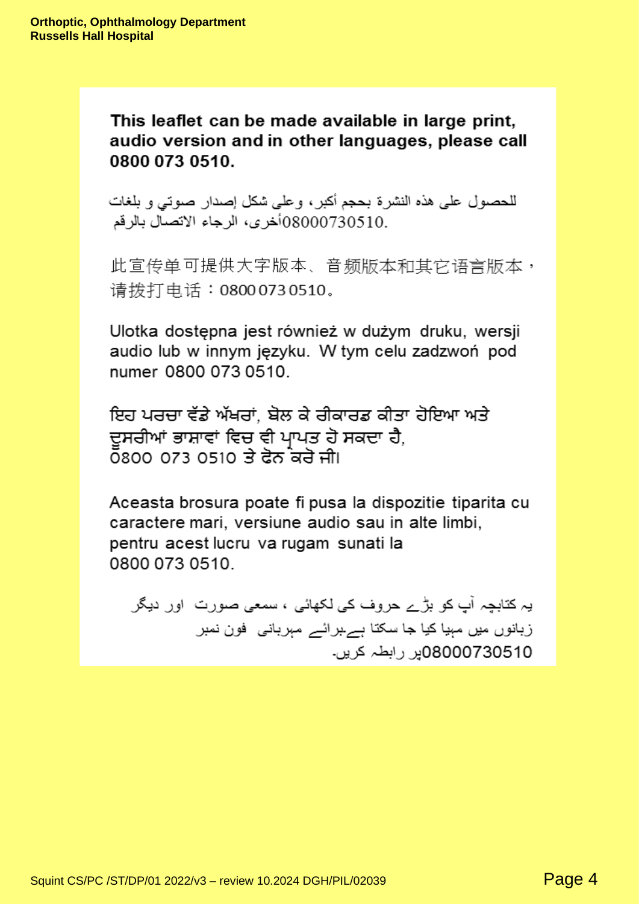**This leaflet can be made available in large print, audio version and in other languages, please call 0800 073 0510.**

للحصول على هذه النشرة بحجم أكبر، وعلى شكل إصدار صوتي و بلغات أخرى، الرجاء الاتصال بالرقم 08000730510.

此宣传单可提供大字版本、音频版本和其它语言版本，请拨打电话：0800 073 0510。

Ulotka dostępna jest również w dużym druku, wersji audio lub w innym języku. W tym celu zadzwoń pod numer 0800 073 0510.

ਇਹ ਪਰਚਾ ਵੱਡੇ ਅੱਖਰਾਂ, ਬੋਲ ਕੇ ਰੀਕਾਰਡ ਕੀਤਾ ਹੋਇਆ ਅਤੇ ਦੂਸਰੀਆਂ ਭਾਸ਼ਾਵਾਂ ਵਿਚ ਵੀ ਪ੍ਰਾਪਤ ਹੋ ਸਕਦਾ ਹੈ, 0800 073 0510 ਤੇ ਫੋਨ ਕਰੋ ਜੀ।

Aceasta brosura poate fi pusa la dispozitie tiparita cu caractere mari, versiune audio sau in alte limbi, pentru acest lucru va rugam sunati la 0800 073 0510.

یہ کتابچہ آپ کو بڑے حروف کی لکھائی ، سمعی صورت اور دیگر زبانوں میں مہیا کیا جا سکتا ہے۔برائے مہربانی فون نمبر 08000730510پر رابطہ کریں۔